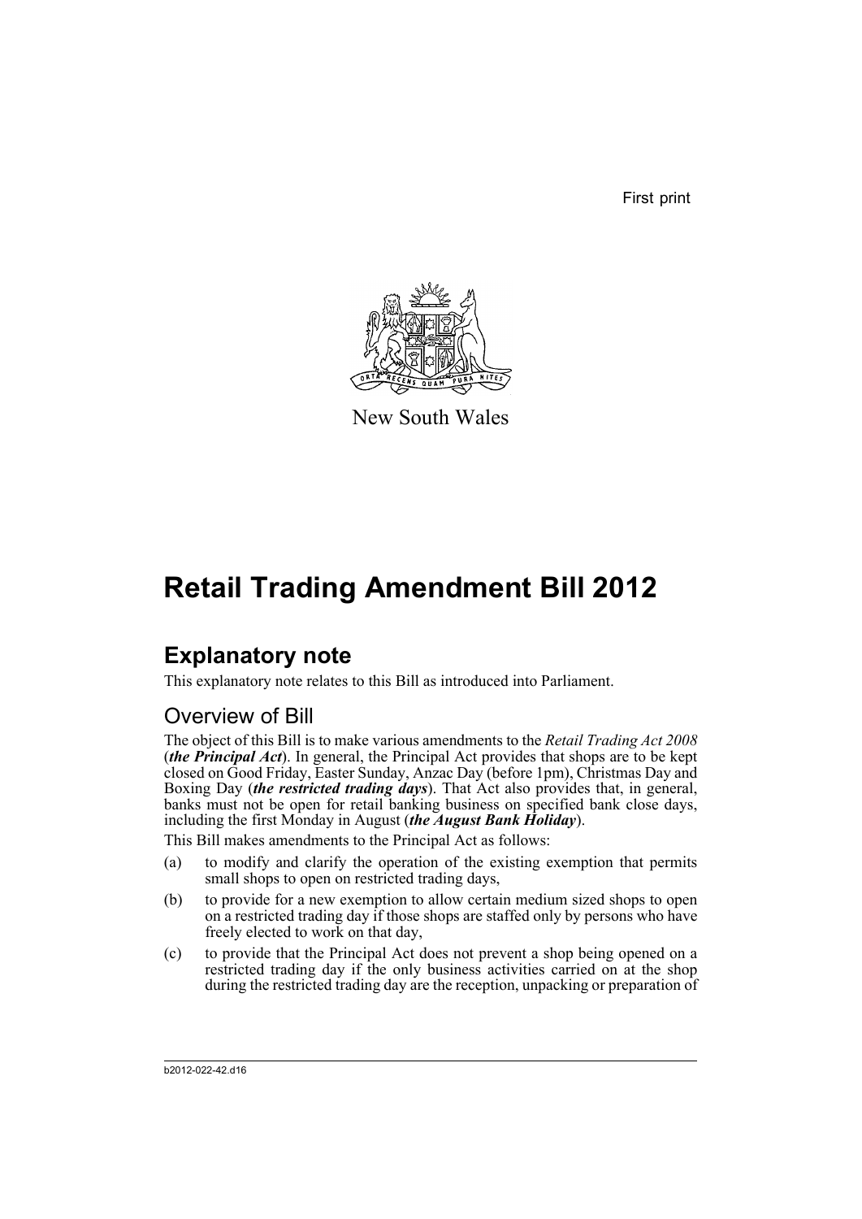First print

New South Wales

# Retail Trading Amendment Bill 2012

## Explanatory note

This explanatory note relates to this Bill as introduced into Parliament.

### Overview of Bill

The object of this Bill is to make various amendments to the *Retail Trading Act 2008* (***the Principal Act***). In general, the Principal Act provides that shops are to be kept closed on Good Friday, Easter Sunday, Anzac Day (before 1pm), Christmas Day and Boxing Day (***the restricted trading days***). That Act also provides that, in general, banks must not be open for retail banking business on specified bank close days, including the first Monday in August (***the August Bank Holiday***).

This Bill makes amendments to the Principal Act as follows:

(a) to modify and clarify the operation of the existing exemption that permits small shops to open on restricted trading days,

(b) to provide for a new exemption to allow certain medium sized shops to open on a restricted trading day if those shops are staffed only by persons who have freely elected to work on that day,

(c) to provide that the Principal Act does not prevent a shop being opened on a restricted trading day if the only business activities carried on at the shop during the restricted trading day are the reception, unpacking or preparation of

b2012-022-42.d16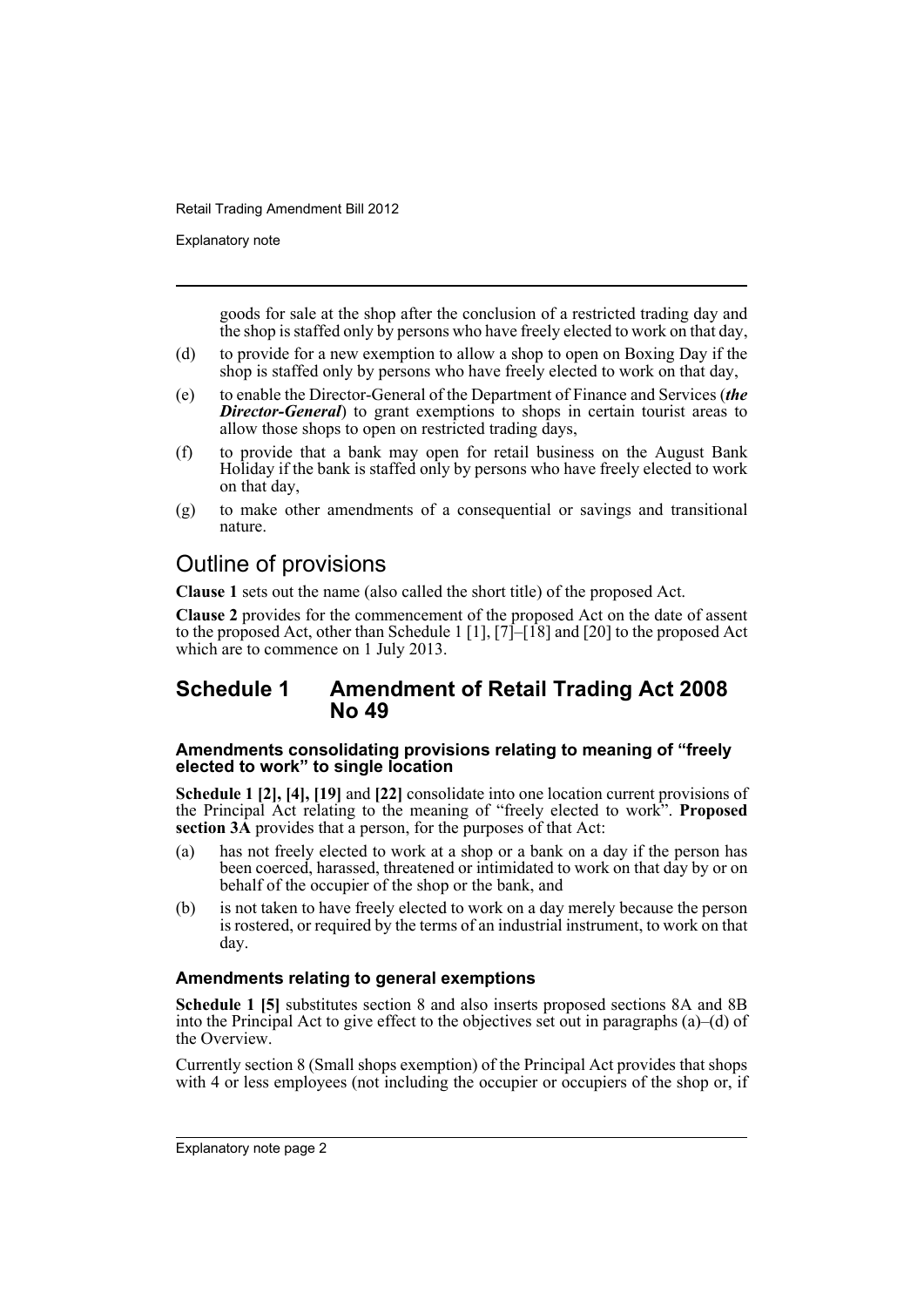goods for sale at the shop after the conclusion of a restricted trading day and the shop is staffed only by persons who have freely elected to work on that day,

(d) to provide for a new exemption to allow a shop to open on Boxing Day if the shop is staffed only by persons who have freely elected to work on that day,

(e) to enable the Director-General of the Department of Finance and Services (***the Director-General***) to grant exemptions to shops in certain tourist areas to allow those shops to open on restricted trading days,

(f) to provide that a bank may open for retail business on the August Bank Holiday if the bank is staffed only by persons who have freely elected to work on that day,

(g) to make other amendments of a consequential or savings and transitional nature.

## Outline of provisions

**Clause 1** sets out the name (also called the short title) of the proposed Act.

**Clause 2** provides for the commencement of the proposed Act on the date of assent to the proposed Act, other than Schedule 1 [1], [7]–[18] and [20] to the proposed Act which are to commence on 1 July 2013.

## Schedule 1 Amendment of Retail Trading Act 2008 No 49

### Amendments consolidating provisions relating to meaning of "freely elected to work" to single location

**Schedule 1 [2], [4], [19]** and **[22]** consolidate into one location current provisions of the Principal Act relating to the meaning of "freely elected to work". **Proposed section 3A** provides that a person, for the purposes of that Act:

(a) has not freely elected to work at a shop or a bank on a day if the person has been coerced, harassed, threatened or intimidated to work on that day by or on behalf of the occupier of the shop or the bank, and

(b) is not taken to have freely elected to work on a day merely because the person is rostered, or required by the terms of an industrial instrument, to work on that day.

### Amendments relating to general exemptions

**Schedule 1 [5]** substitutes section 8 and also inserts proposed sections 8A and 8B into the Principal Act to give effect to the objectives set out in paragraphs (a)–(d) of the Overview.

Currently section 8 (Small shops exemption) of the Principal Act provides that shops with 4 or less employees (not including the occupier or occupiers of the shop or, if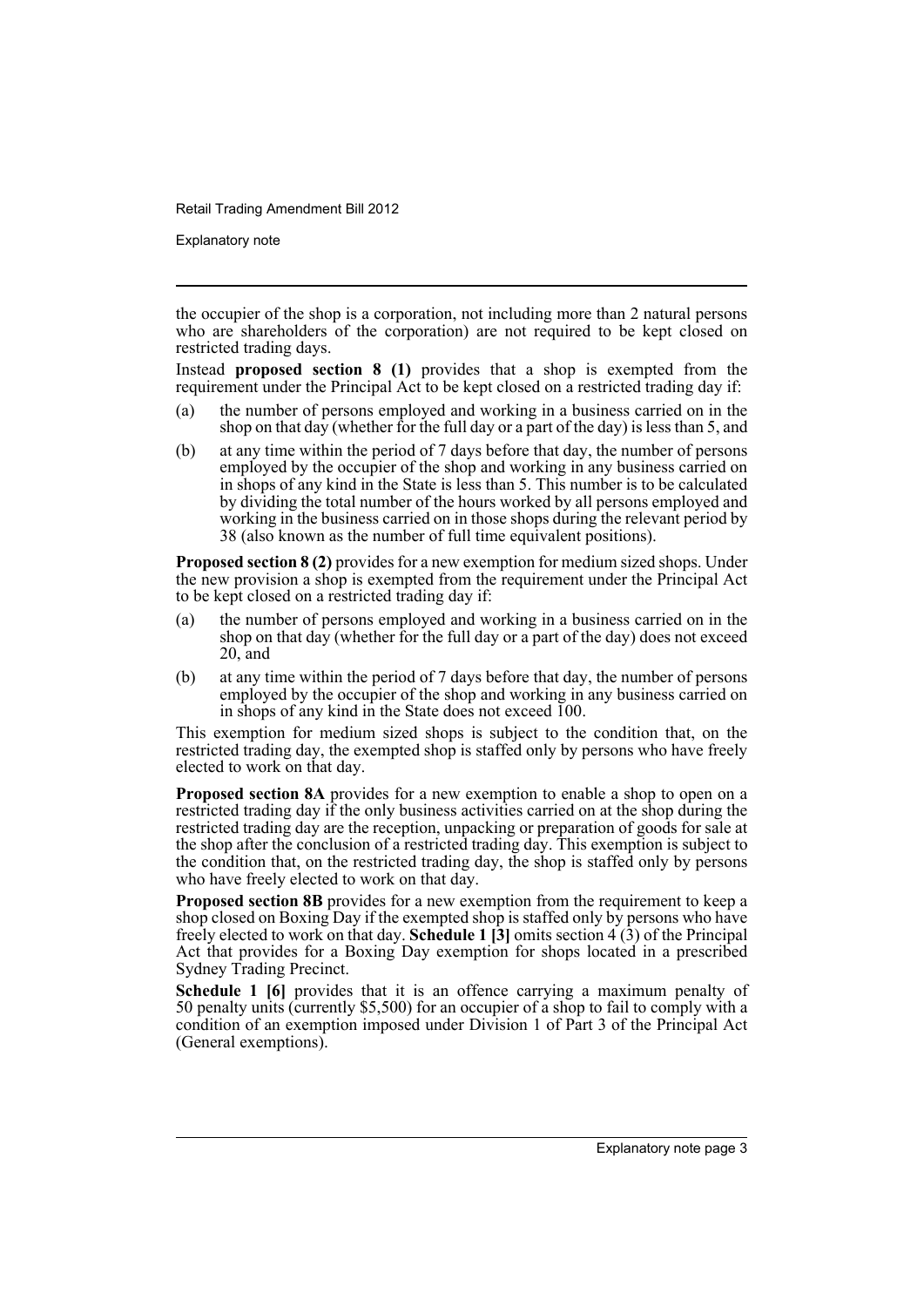the occupier of the shop is a corporation, not including more than 2 natural persons who are shareholders of the corporation) are not required to be kept closed on restricted trading days.

Instead **proposed section 8 (1)** provides that a shop is exempted from the requirement under the Principal Act to be kept closed on a restricted trading day if:

(a) the number of persons employed and working in a business carried on in the shop on that day (whether for the full day or a part of the day) is less than 5, and

(b) at any time within the period of 7 days before that day, the number of persons employed by the occupier of the shop and working in any business carried on in shops of any kind in the State is less than 5. This number is to be calculated by dividing the total number of the hours worked by all persons employed and working in the business carried on in those shops during the relevant period by 38 (also known as the number of full time equivalent positions).

**Proposed section 8 (2)** provides for a new exemption for medium sized shops. Under the new provision a shop is exempted from the requirement under the Principal Act to be kept closed on a restricted trading day if:

(a) the number of persons employed and working in a business carried on in the shop on that day (whether for the full day or a part of the day) does not exceed 20, and

(b) at any time within the period of 7 days before that day, the number of persons employed by the occupier of the shop and working in any business carried on in shops of any kind in the State does not exceed 100.

This exemption for medium sized shops is subject to the condition that, on the restricted trading day, the exempted shop is staffed only by persons who have freely elected to work on that day.

**Proposed section 8A** provides for a new exemption to enable a shop to open on a restricted trading day if the only business activities carried on at the shop during the restricted trading day are the reception, unpacking or preparation of goods for sale at the shop after the conclusion of a restricted trading day. This exemption is subject to the condition that, on the restricted trading day, the shop is staffed only by persons who have freely elected to work on that day.

**Proposed section 8B** provides for a new exemption from the requirement to keep a shop closed on Boxing Day if the exempted shop is staffed only by persons who have freely elected to work on that day. **Schedule 1 [3]** omits section 4 (3) of the Principal Act that provides for a Boxing Day exemption for shops located in a prescribed Sydney Trading Precinct.

**Schedule 1 [6]** provides that it is an offence carrying a maximum penalty of 50 penalty units (currently $5,500) for an occupier of a shop to fail to comply with a condition of an exemption imposed under Division 1 of Part 3 of the Principal Act (General exemptions).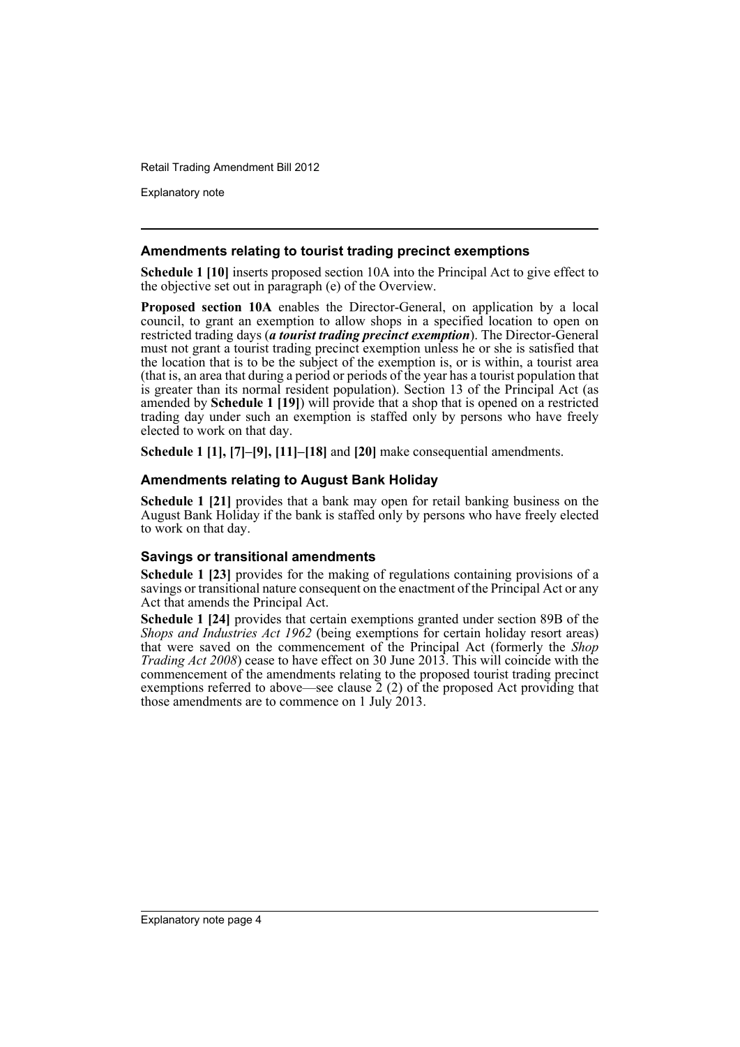### Amendments relating to tourist trading precinct exemptions

**Schedule 1 [10]** inserts proposed section 10A into the Principal Act to give effect to the objective set out in paragraph (e) of the Overview.

**Proposed section 10A** enables the Director-General, on application by a local council, to grant an exemption to allow shops in a specified location to open on restricted trading days (***a tourist trading precinct exemption***). The Director-General must not grant a tourist trading precinct exemption unless he or she is satisfied that the location that is to be the subject of the exemption is, or is within, a tourist area (that is, an area that during a period or periods of the year has a tourist population that is greater than its normal resident population). Section 13 of the Principal Act (as amended by **Schedule 1 [19]**) will provide that a shop that is opened on a restricted trading day under such an exemption is staffed only by persons who have freely elected to work on that day.

**Schedule 1 [1], [7]–[9], [11]–[18]** and **[20]** make consequential amendments.

### Amendments relating to August Bank Holiday

**Schedule 1 [21]** provides that a bank may open for retail banking business on the August Bank Holiday if the bank is staffed only by persons who have freely elected to work on that day.

### Savings or transitional amendments

**Schedule 1 [23]** provides for the making of regulations containing provisions of a savings or transitional nature consequent on the enactment of the Principal Act or any Act that amends the Principal Act.

**Schedule 1 [24]** provides that certain exemptions granted under section 89B of the *Shops and Industries Act 1962* (being exemptions for certain holiday resort areas) that were saved on the commencement of the Principal Act (formerly the *Shop Trading Act 2008*) cease to have effect on 30 June 2013. This will coincide with the commencement of the amendments relating to the proposed tourist trading precinct exemptions referred to above—see clause 2 (2) of the proposed Act providing that those amendments are to commence on 1 July 2013.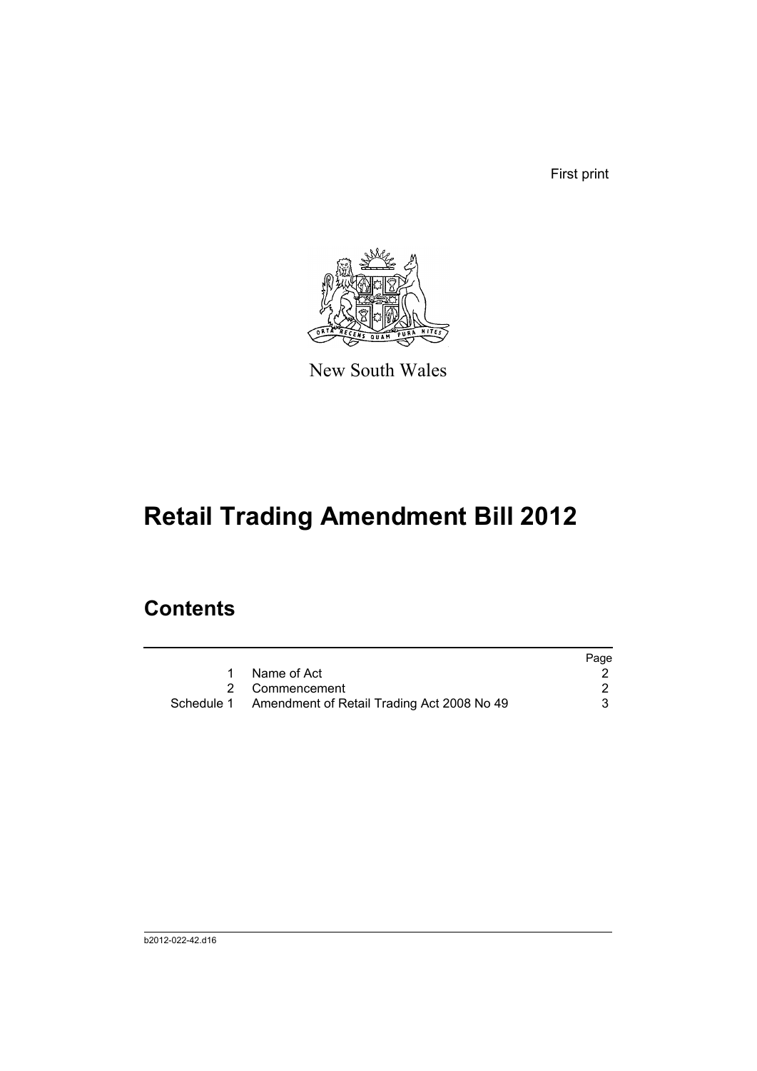First print

New South Wales

# Retail Trading Amendment Bill 2012

## Contents

| | | Page |
|---|---|---|
| 1 | Name of Act | 2 |
| 2 | Commencement | 2 |
| Schedule 1 | Amendment of Retail Trading Act 2008 No 49 | 3 |

b2012-022-42.d16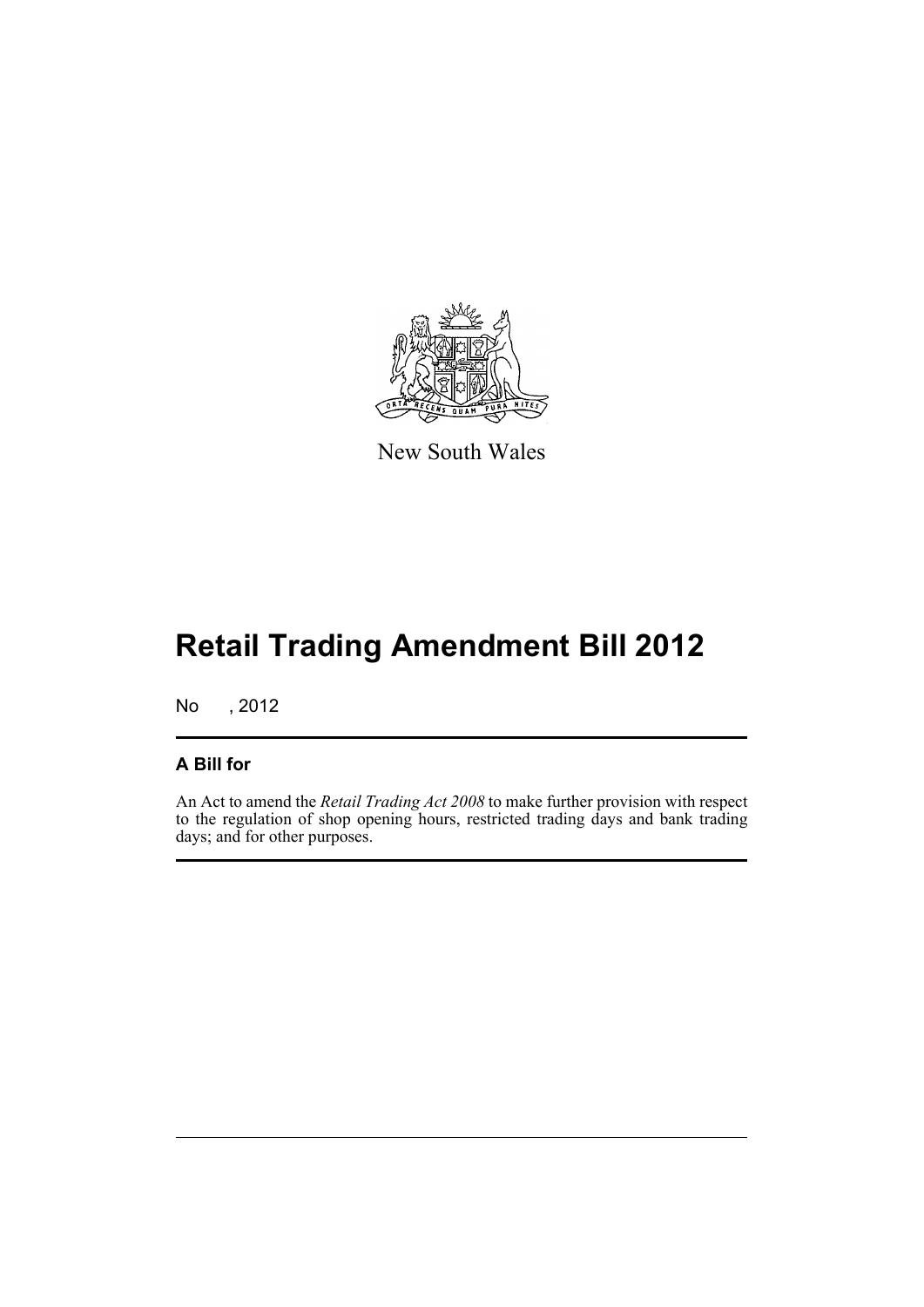New South Wales

# Retail Trading Amendment Bill 2012

No , 2012

## A Bill for

An Act to amend the *Retail Trading Act 2008* to make further provision with respect to the regulation of shop opening hours, restricted trading days and bank trading days; and for other purposes.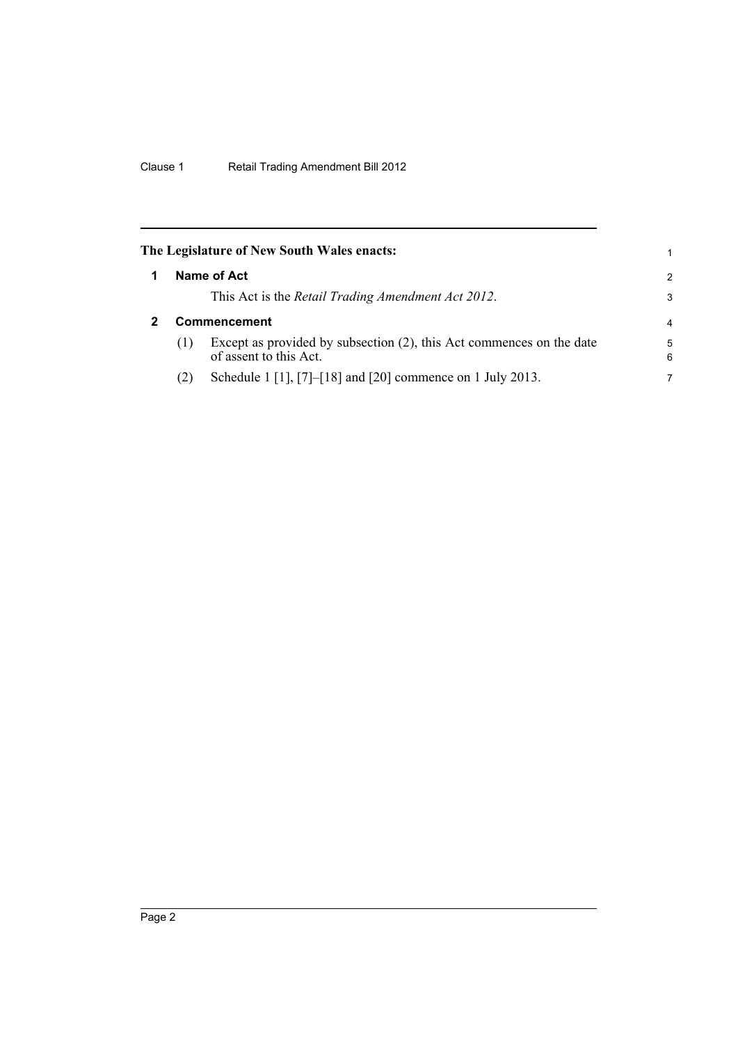**The Legislature of New South Wales enacts:**

## 1 Name of Act

This Act is the *Retail Trading Amendment Act 2012*.

## 2 Commencement

(1) Except as provided by subsection (2), this Act commences on the date of assent to this Act.

(2) Schedule 1 [1], [7]–[18] and [20] commence on 1 July 2013.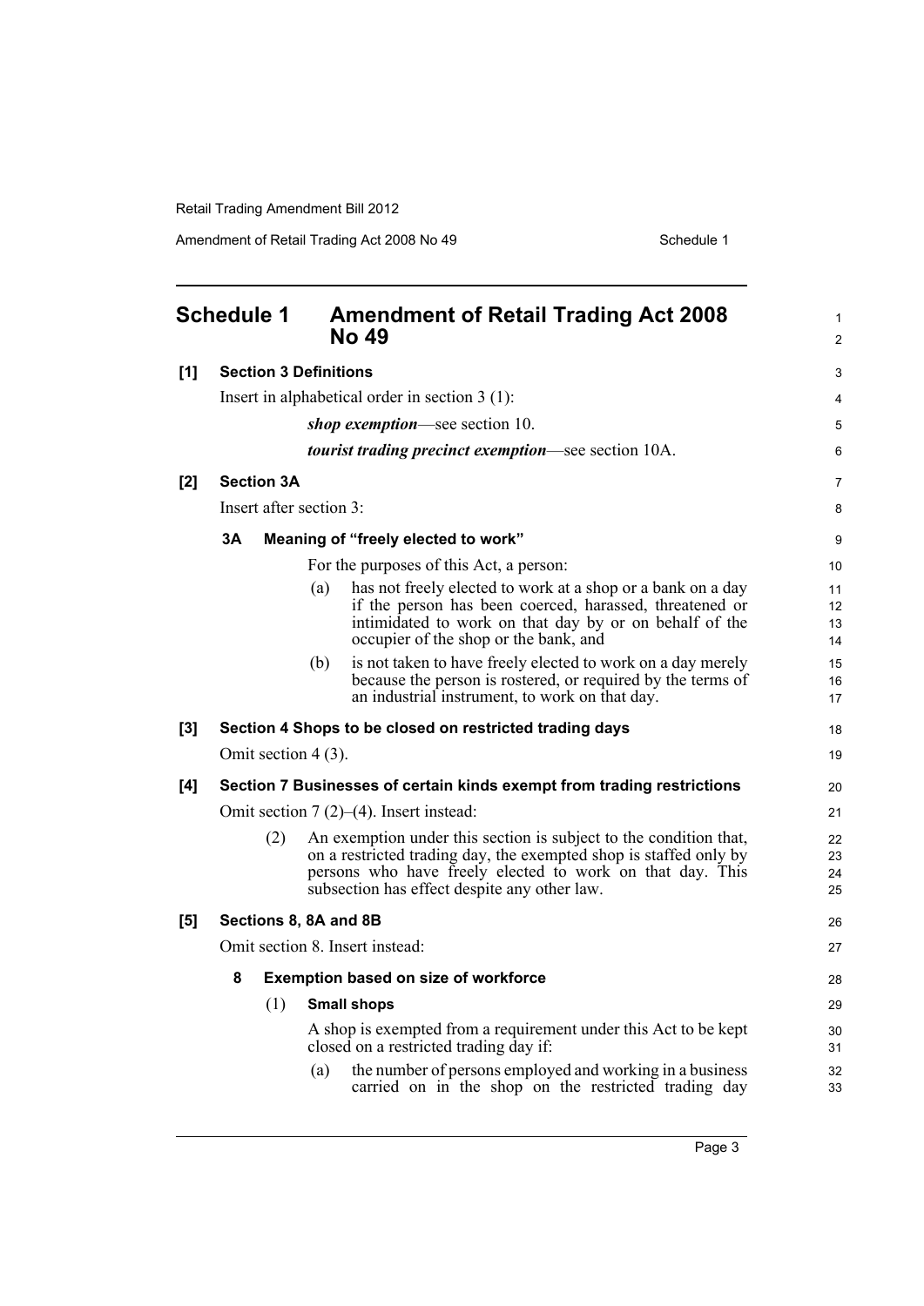# Schedule 1 Amendment of Retail Trading Act 2008 No 49

**[1] Section 3 Definitions**

Insert in alphabetical order in section 3 (1):

***shop exemption***—see section 10.

***tourist trading precinct exemption***—see section 10A.

**[2] Section 3A**

Insert after section 3:

**3A Meaning of "freely elected to work"**

For the purposes of this Act, a person:

(a) has not freely elected to work at a shop or a bank on a day if the person has been coerced, harassed, threatened or intimidated to work on that day by or on behalf of the occupier of the shop or the bank, and

(b) is not taken to have freely elected to work on a day merely because the person is rostered, or required by the terms of an industrial instrument, to work on that day.

**[3] Section 4 Shops to be closed on restricted trading days**

Omit section 4 (3).

**[4] Section 7 Businesses of certain kinds exempt from trading restrictions**

Omit section 7 (2)–(4). Insert instead:

(2) An exemption under this section is subject to the condition that, on a restricted trading day, the exempted shop is staffed only by persons who have freely elected to work on that day. This subsection has effect despite any other law.

**[5] Sections 8, 8A and 8B**

Omit section 8. Insert instead:

**8 Exemption based on size of workforce**

(1) **Small shops**

A shop is exempted from a requirement under this Act to be kept closed on a restricted trading day if:

(a) the number of persons employed and working in a business carried on in the shop on the restricted trading day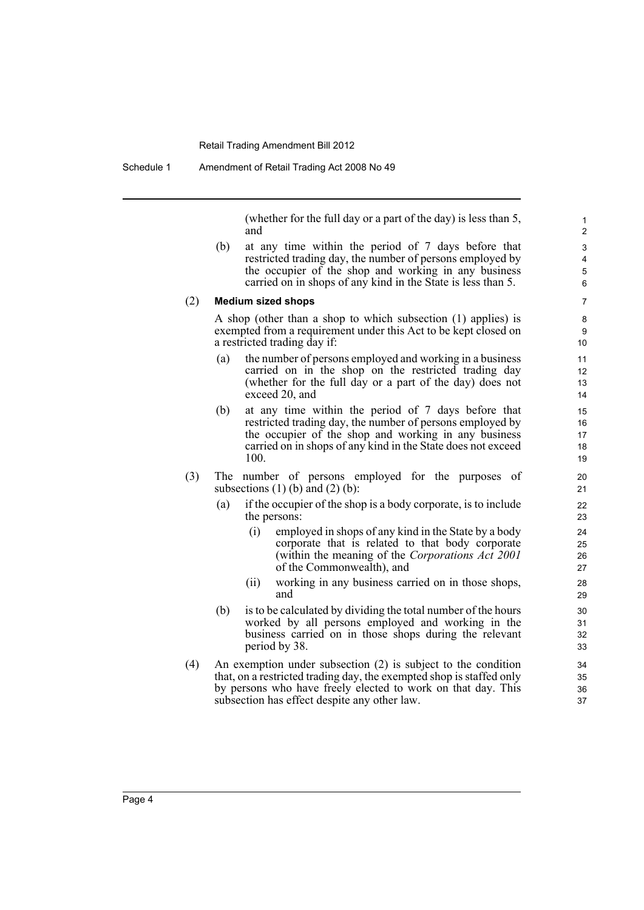(whether for the full day or a part of the day) is less than 5, and

(b) at any time within the period of 7 days before that restricted trading day, the number of persons employed by the occupier of the shop and working in any business carried on in shops of any kind in the State is less than 5.

(2) **Medium sized shops**

A shop (other than a shop to which subsection (1) applies) is exempted from a requirement under this Act to be kept closed on a restricted trading day if:

(a) the number of persons employed and working in a business carried on in the shop on the restricted trading day (whether for the full day or a part of the day) does not exceed 20, and

(b) at any time within the period of 7 days before that restricted trading day, the number of persons employed by the occupier of the shop and working in any business carried on in shops of any kind in the State does not exceed 100.

(3) The number of persons employed for the purposes of subsections (1) (b) and (2) (b):

(a) if the occupier of the shop is a body corporate, is to include the persons:

(i) employed in shops of any kind in the State by a body corporate that is related to that body corporate (within the meaning of the *Corporations Act 2001* of the Commonwealth), and

(ii) working in any business carried on in those shops, and

(b) is to be calculated by dividing the total number of the hours worked by all persons employed and working in the business carried on in those shops during the relevant period by 38.

(4) An exemption under subsection (2) is subject to the condition that, on a restricted trading day, the exempted shop is staffed only by persons who have freely elected to work on that day. This subsection has effect despite any other law.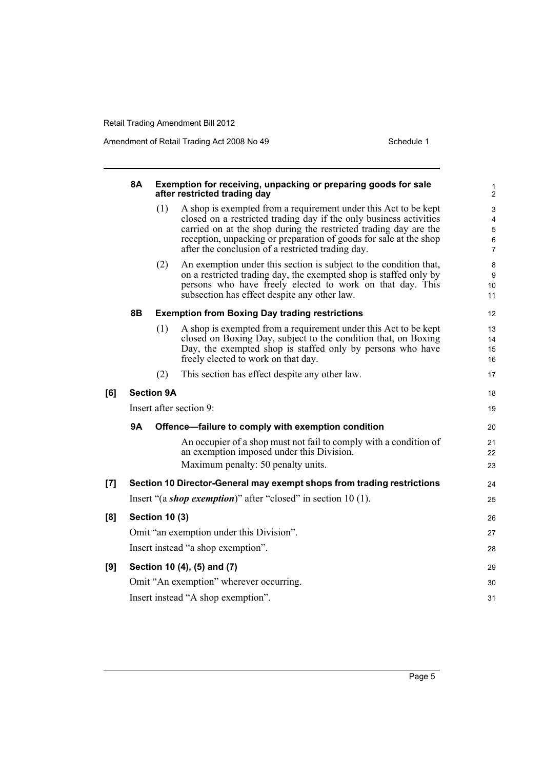### 8A Exemption for receiving, unpacking or preparing goods for sale after restricted trading day

(1) A shop is exempted from a requirement under this Act to be kept closed on a restricted trading day if the only business activities carried on at the shop during the restricted trading day are the reception, unpacking or preparation of goods for sale at the shop after the conclusion of a restricted trading day.

(2) An exemption under this section is subject to the condition that, on a restricted trading day, the exempted shop is staffed only by persons who have freely elected to work on that day. This subsection has effect despite any other law.

### 8B Exemption from Boxing Day trading restrictions

(1) A shop is exempted from a requirement under this Act to be kept closed on Boxing Day, subject to the condition that, on Boxing Day, the exempted shop is staffed only by persons who have freely elected to work on that day.

(2) This section has effect despite any other law.

## [6] Section 9A

Insert after section 9:

### 9A Offence—failure to comply with exemption condition

An occupier of a shop must not fail to comply with a condition of an exemption imposed under this Division.

Maximum penalty: 50 penalty units.

## [7] Section 10 Director-General may exempt shops from trading restrictions

Insert "(a ***shop exemption***)" after "closed" in section 10 (1).

## [8] Section 10 (3)

Omit "an exemption under this Division".

Insert instead "a shop exemption".

## [9] Section 10 (4), (5) and (7)

Omit "An exemption" wherever occurring.

Insert instead "A shop exemption".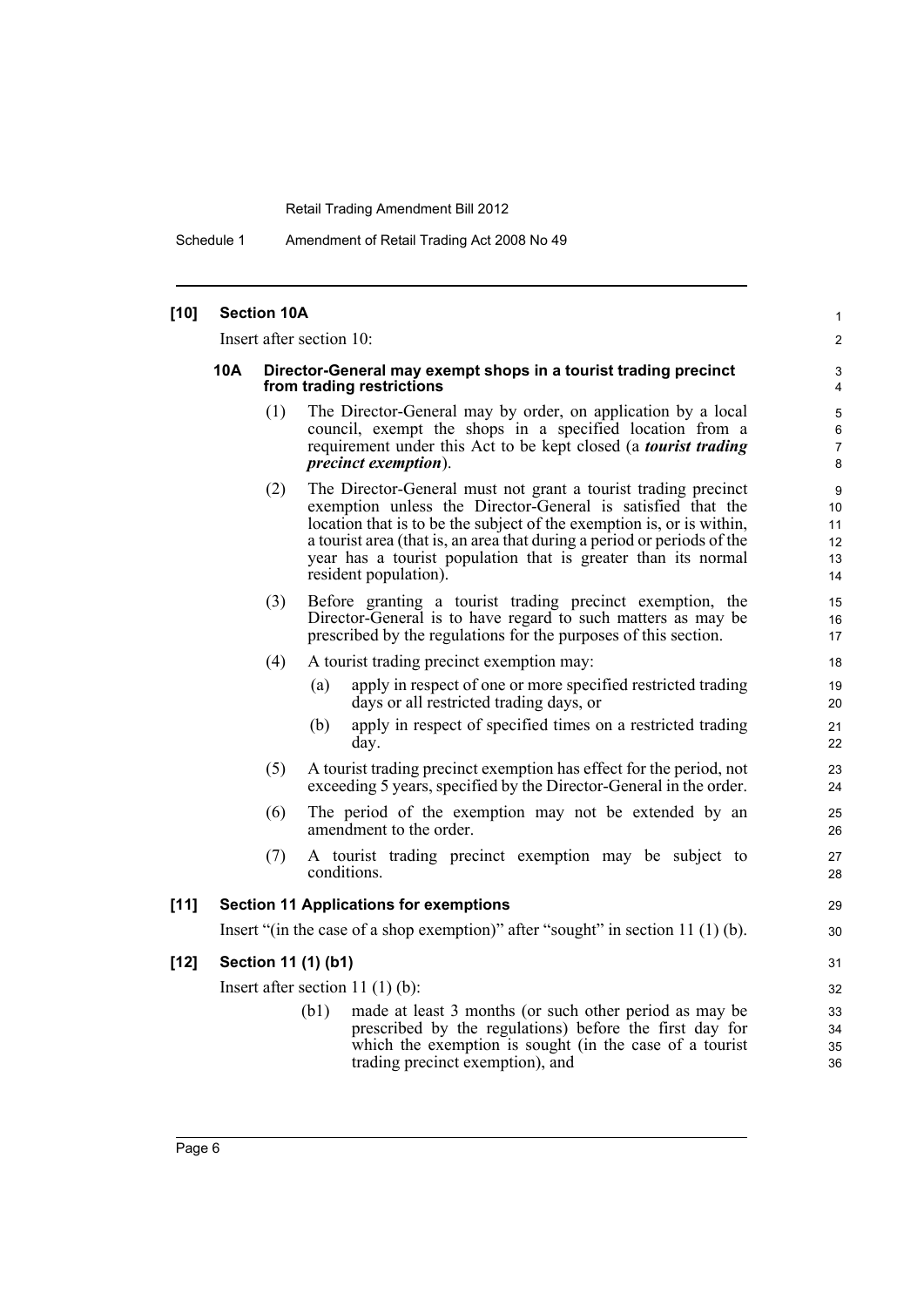**[10] Section 10A**

Insert after section 10:

**10A Director-General may exempt shops in a tourist trading precinct from trading restrictions**

(1) The Director-General may by order, on application by a local council, exempt the shops in a specified location from a requirement under this Act to be kept closed (a ***tourist trading precinct exemption***).

(2) The Director-General must not grant a tourist trading precinct exemption unless the Director-General is satisfied that the location that is to be the subject of the exemption is, or is within, a tourist area (that is, an area that during a period or periods of the year has a tourist population that is greater than its normal resident population).

(3) Before granting a tourist trading precinct exemption, the Director-General is to have regard to such matters as may be prescribed by the regulations for the purposes of this section.

(4) A tourist trading precinct exemption may:

(a) apply in respect of one or more specified restricted trading days or all restricted trading days, or

(b) apply in respect of specified times on a restricted trading day.

(5) A tourist trading precinct exemption has effect for the period, not exceeding 5 years, specified by the Director-General in the order.

(6) The period of the exemption may not be extended by an amendment to the order.

(7) A tourist trading precinct exemption may be subject to conditions.

**[11] Section 11 Applications for exemptions**

Insert "(in the case of a shop exemption)" after "sought" in section 11 (1) (b).

**[12] Section 11 (1) (b1)**

Insert after section 11 (1) (b):

(b1) made at least 3 months (or such other period as may be prescribed by the regulations) before the first day for which the exemption is sought (in the case of a tourist trading precinct exemption), and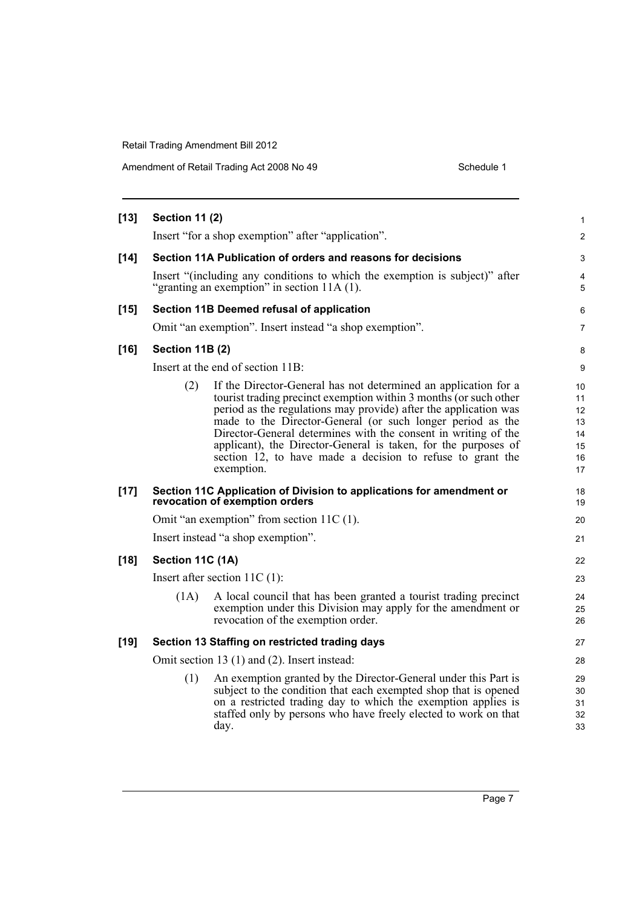**[13] Section 11 (2)**

Insert "for a shop exemption" after "application".

**[14] Section 11A Publication of orders and reasons for decisions**

Insert "(including any conditions to which the exemption is subject)" after "granting an exemption" in section 11A (1).

**[15] Section 11B Deemed refusal of application**

Omit "an exemption". Insert instead "a shop exemption".

**[16] Section 11B (2)**

Insert at the end of section 11B:

> (2) If the Director-General has not determined an application for a tourist trading precinct exemption within 3 months (or such other period as the regulations may provide) after the application was made to the Director-General (or such longer period as the Director-General determines with the consent in writing of the applicant), the Director-General is taken, for the purposes of section 12, to have made a decision to refuse to grant the exemption.

**[17] Section 11C Application of Division to applications for amendment or revocation of exemption orders**

Omit "an exemption" from section 11C (1).

Insert instead "a shop exemption".

**[18] Section 11C (1A)**

Insert after section 11C (1):

> (1A) A local council that has been granted a tourist trading precinct exemption under this Division may apply for the amendment or revocation of the exemption order.

**[19] Section 13 Staffing on restricted trading days**

Omit section 13 (1) and (2). Insert instead:

> (1) An exemption granted by the Director-General under this Part is subject to the condition that each exempted shop that is opened on a restricted trading day to which the exemption applies is staffed only by persons who have freely elected to work on that day.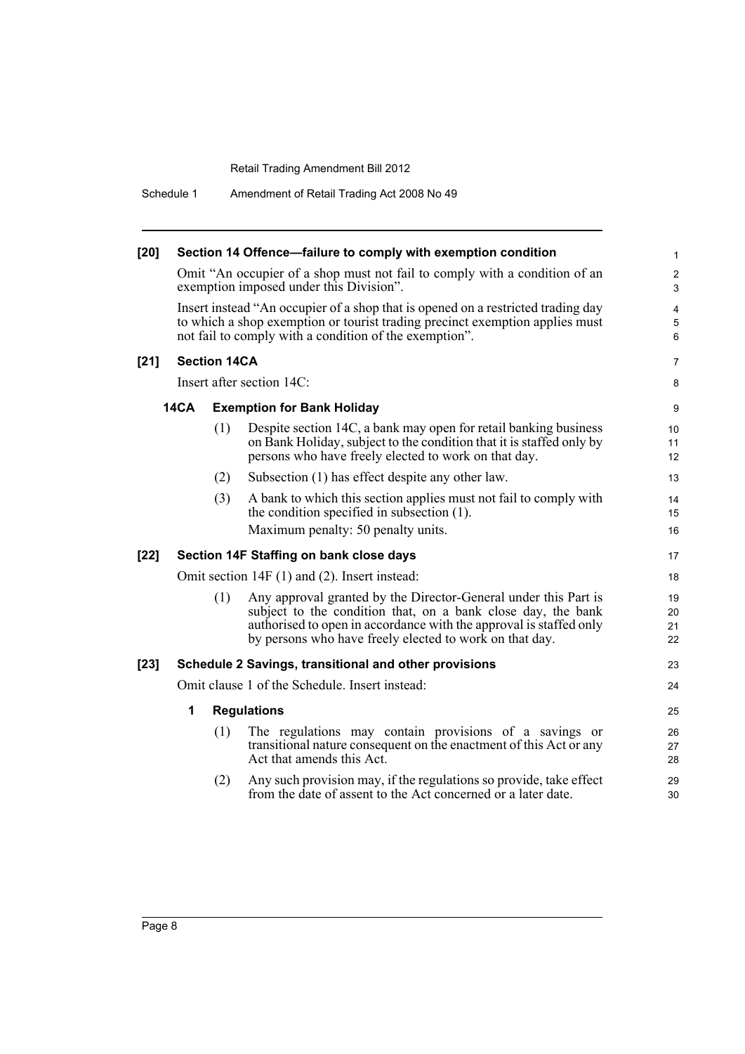**[20] Section 14 Offence—failure to comply with exemption condition**

Omit "An occupier of a shop must not fail to comply with a condition of an exemption imposed under this Division".

Insert instead "An occupier of a shop that is opened on a restricted trading day to which a shop exemption or tourist trading precinct exemption applies must not fail to comply with a condition of the exemption".

**[21] Section 14CA**

Insert after section 14C:

**14CA Exemption for Bank Holiday**

(1) Despite section 14C, a bank may open for retail banking business on Bank Holiday, subject to the condition that it is staffed only by persons who have freely elected to work on that day.

(2) Subsection (1) has effect despite any other law.

(3) A bank to which this section applies must not fail to comply with the condition specified in subsection (1).

Maximum penalty: 50 penalty units.

**[22] Section 14F Staffing on bank close days**

Omit section 14F (1) and (2). Insert instead:

(1) Any approval granted by the Director-General under this Part is subject to the condition that, on a bank close day, the bank authorised to open in accordance with the approval is staffed only by persons who have freely elected to work on that day.

**[23] Schedule 2 Savings, transitional and other provisions**

Omit clause 1 of the Schedule. Insert instead:

**1 Regulations**

(1) The regulations may contain provisions of a savings or transitional nature consequent on the enactment of this Act or any Act that amends this Act.

(2) Any such provision may, if the regulations so provide, take effect from the date of assent to the Act concerned or a later date.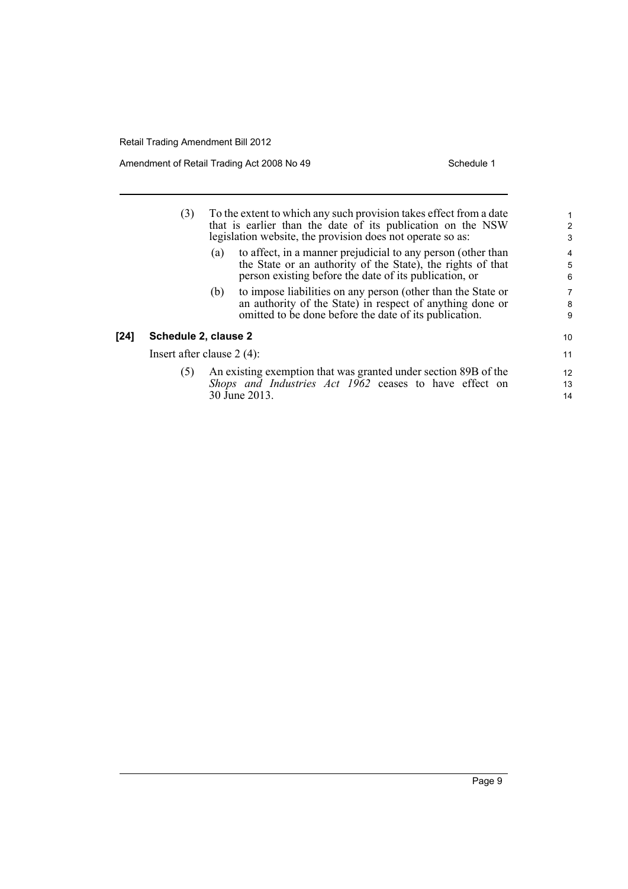(3) To the extent to which any such provision takes effect from a date that is earlier than the date of its publication on the NSW legislation website, the provision does not operate so as:

(a) to affect, in a manner prejudicial to any person (other than the State or an authority of the State), the rights of that person existing before the date of its publication, or

(b) to impose liabilities on any person (other than the State or an authority of the State) in respect of anything done or omitted to be done before the date of its publication.

### [24] Schedule 2, clause 2

Insert after clause 2 (4):

(5) An existing exemption that was granted under section 89B of the *Shops and Industries Act 1962* ceases to have effect on 30 June 2013.